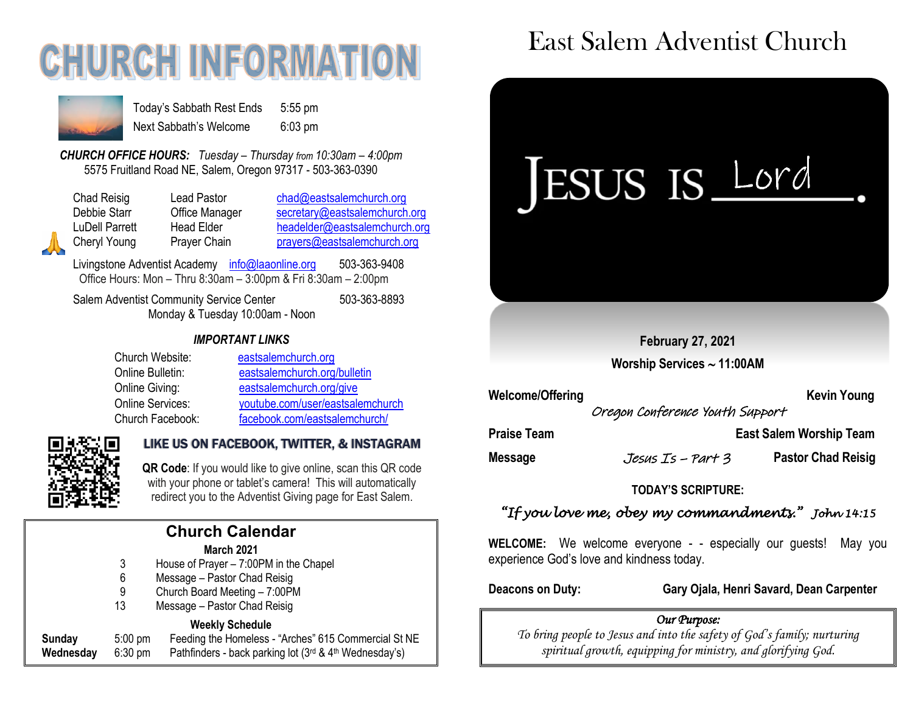# CHURCH INFORMATION

| | |
|---|---|
| Today's Sabbath Rest Ends | 5:55 pm |
| Next Sabbath's Welcome | 6:03 pm |

***CHURCH OFFICE HOURS:*** *Tuesday – Thursday from 10:30am – 4:00pm*
5575 Fruitland Road NE, Salem, Oregon 97317 - 503-363-0390

| | | |
|---|---|---|
| Chad Reisig | Lead Pastor | chad@eastsalemchurch.org |
| Debbie Starr | Office Manager | secretary@eastsalemchurch.org |
| LuDell Parrett | Head Elder | headelder@eastsalemchurch.org |
| Cheryl Young | Prayer Chain | prayers@eastsalemchurch.org |

Livingstone Adventist Academy info@laaonline.org 503-363-9408
Office Hours: Mon – Thru 8:30am – 3:00pm & Fri 8:30am – 2:00pm

Salem Adventist Community Service Center 503-363-8893
Monday & Tuesday 10:00am - Noon

***IMPORTANT LINKS***

| | |
|---|---|
| Church Website: | eastsalemchurch.org |
| Online Bulletin: | eastsalemchurch.org/bulletin |
| Online Giving: | eastsalemchurch.org/give |
| Online Services: | youtube.com/user/eastsalemchurch |
| Church Facebook: | facebook.com/eastsalemchurch/ |

**LIKE US ON FACEBOOK, TWITTER, & INSTAGRAM**

**QR Code**: If you would like to give online, scan this QR code with your phone or tablet's camera! This will automatically redirect you to the Adventist Giving page for East Salem.

## Church Calendar

**March 2021**

| | |
|---|---|
| 3 | House of Prayer – 7:00PM in the Chapel |
| 6 | Message – Pastor Chad Reisig |
| 9 | Church Board Meeting – 7:00PM |
| 13 | Message – Pastor Chad Reisig |

**Weekly Schedule**

| | | |
|---|---|---|
| **Sunday** | 5:00 pm | Feeding the Homeless - "Arches" 615 Commercial St NE |
| **Wednesday** | 6:30 pm | Pathfinders - back parking lot (3rd & 4th Wednesday's) |

# East Salem Adventist Church

JESUS IS Lord.

**February 27, 2021**
**Worship Services ~ 11:00AM**

| | | |
|---|---|---|
| **Welcome/Offering** | *Oregon Conference Youth Support* | **Kevin Young** |
| **Praise Team** | | **East Salem Worship Team** |
| **Message** | *Jesus Is – Part 3* | **Pastor Chad Reisig** |

**TODAY'S SCRIPTURE:**

*"If you love me, obey my commandments." John 14:15*

**WELCOME:** We welcome everyone - - especially our guests! May you experience God's love and kindness today.

**Deacons on Duty:** **Gary Ojala, Henri Savard, Dean Carpenter**

***Our Purpose:***
*To bring people to Jesus and into the safety of God's family; nurturing spiritual growth, equipping for ministry, and glorifying God.*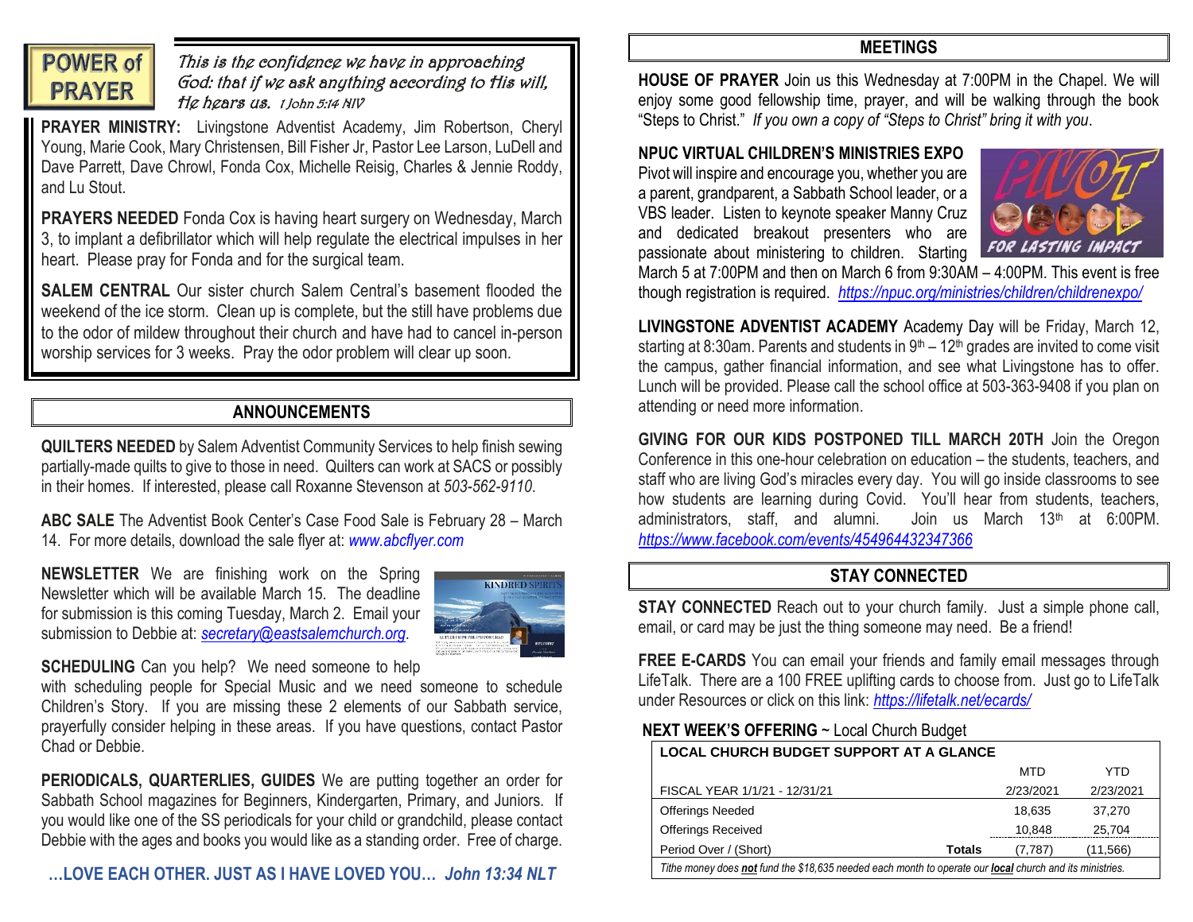**POWER of PRAYER**

*This is the confidence we have in approaching God: that if we ask anything according to His will, He hears us. 1 John 5:14 NIV*

**PRAYER MINISTRY:** Livingstone Adventist Academy, Jim Robertson, Cheryl Young, Marie Cook, Mary Christensen, Bill Fisher Jr, Pastor Lee Larson, LuDell and Dave Parrett, Dave Chrowl, Fonda Cox, Michelle Reisig, Charles & Jennie Roddy, and Lu Stout.

**PRAYERS NEEDED** Fonda Cox is having heart surgery on Wednesday, March 3, to implant a defibrillator which will help regulate the electrical impulses in her heart. Please pray for Fonda and for the surgical team.

**SALEM CENTRAL** Our sister church Salem Central's basement flooded the weekend of the ice storm. Clean up is complete, but the still have problems due to the odor of mildew throughout their church and have had to cancel in-person worship services for 3 weeks. Pray the odor problem will clear up soon.

## ANNOUNCEMENTS

**QUILTERS NEEDED** by Salem Adventist Community Services to help finish sewing partially-made quilts to give to those in need. Quilters can work at SACS or possibly in their homes. If interested, please call Roxanne Stevenson at *503-562-9110*.

**ABC SALE** The Adventist Book Center's Case Food Sale is February 28 – March 14. For more details, download the sale flyer at: *www.abcflyer.com*

**NEWSLETTER** We are finishing work on the Spring Newsletter which will be available March 15. The deadline for submission is this coming Tuesday, March 2. Email your submission to Debbie at: *secretary@eastsalemchurch.org*.

**SCHEDULING** Can you help? We need someone to help with scheduling people for Special Music and we need someone to schedule Children's Story. If you are missing these 2 elements of our Sabbath service, prayerfully consider helping in these areas. If you have questions, contact Pastor Chad or Debbie.

**PERIODICALS, QUARTERLIES, GUIDES** We are putting together an order for Sabbath School magazines for Beginners, Kindergarten, Primary, and Juniors. If you would like one of the SS periodicals for your child or grandchild, please contact Debbie with the ages and books you would like as a standing order. Free of charge.

**…LOVE EACH OTHER. JUST AS I HAVE LOVED YOU…** ***John 13:34 NLT***

## MEETINGS

**HOUSE OF PRAYER** Join us this Wednesday at 7:00PM in the Chapel. We will enjoy some good fellowship time, prayer, and will be walking through the book "Steps to Christ." *If you own a copy of "Steps to Christ" bring it with you*.

**NPUC VIRTUAL CHILDREN'S MINISTRIES EXPO** Pivot will inspire and encourage you, whether you are a parent, grandparent, a Sabbath School leader, or a VBS leader. Listen to keynote speaker Manny Cruz and dedicated breakout presenters who are passionate about ministering to children. Starting March 5 at 7:00PM and then on March 6 from 9:30AM – 4:00PM. This event is free though registration is required. *https://npuc.org/ministries/children/childrenexpo/*

**LIVINGSTONE ADVENTIST ACADEMY** Academy Day will be Friday, March 12, starting at 8:30am. Parents and students in 9th – 12th grades are invited to come visit the campus, gather financial information, and see what Livingstone has to offer. Lunch will be provided. Please call the school office at 503-363-9408 if you plan on attending or need more information.

**GIVING FOR OUR KIDS POSTPONED TILL MARCH 20TH** Join the Oregon Conference in this one-hour celebration on education – the students, teachers, and staff who are living God's miracles every day. You will go inside classrooms to see how students are learning during Covid. You'll hear from students, teachers, administrators, staff, and alumni. Join us March 13th at 6:00PM. *https://www.facebook.com/events/454964432347366*

## STAY CONNECTED

**STAY CONNECTED** Reach out to your church family. Just a simple phone call, email, or card may be just the thing someone may need. Be a friend!

**FREE E-CARDS** You can email your friends and family email messages through LifeTalk. There are a 100 FREE uplifting cards to choose from. Just go to LifeTalk under Resources or click on this link: *https://lifetalk.net/ecards/*

**NEXT WEEK'S OFFERING** ~ Local Church Budget

| LOCAL CHURCH BUDGET SUPPORT AT A GLANCE | | MTD | YTD |
|---|---|---|---|
| FISCAL YEAR 1/1/21 - 12/31/21 | | 2/23/2021 | 2/23/2021 |
| Offerings Needed | | 18,635 | 37,270 |
| Offerings Received | | 10,848 | 25,704 |
| Period Over / (Short) | **Totals** | (7,787) | (11,566) |

*Tithe money does **not** fund the $18,635 needed each month to operate our **local** church and its ministries.*